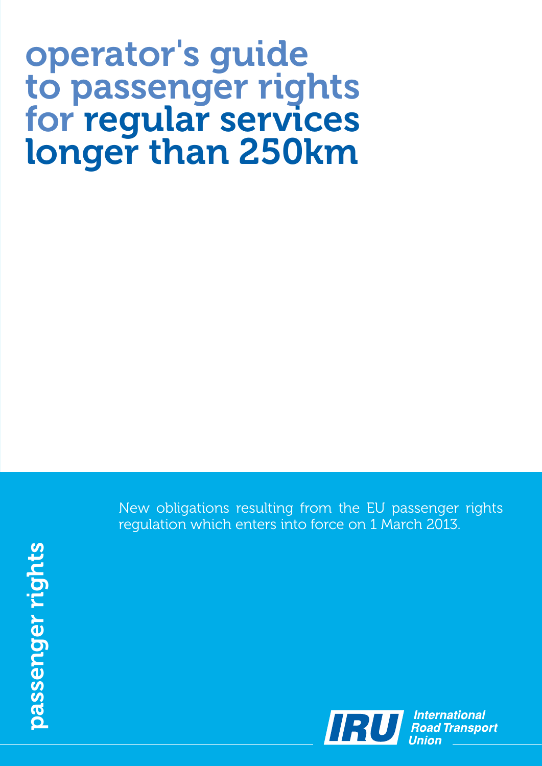# operator's guide to passenger rights for regular services longer than 250km

New obligations resulting from the EU passenger rights regulation which enters into force on 1 March 2013.

passenger rights

IRU International Road Transport Union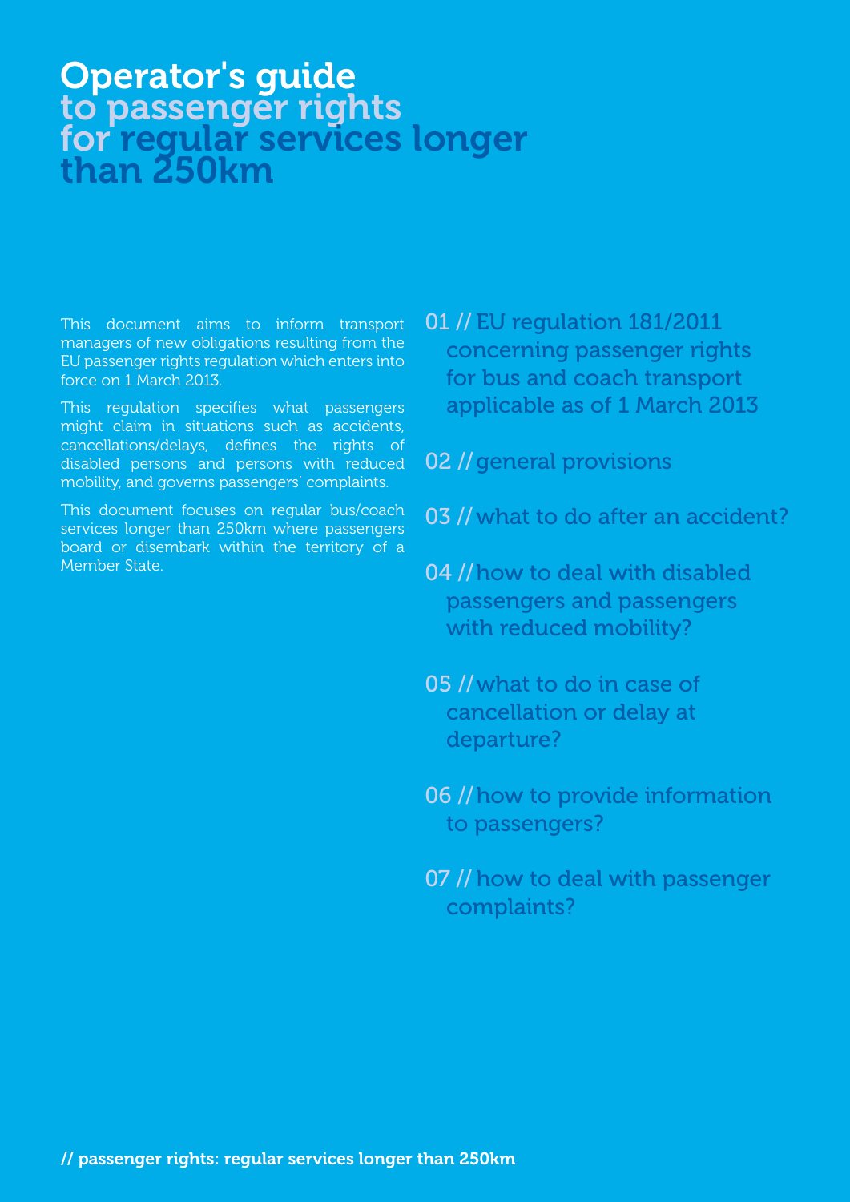# Operator's guide to passenger rights for regular services longer than 250km

This document aims to inform transport managers of new obligations resulting from the EU passenger rights regulation which enters into force on 1 March 2013.

This regulation specifies what passengers might claim in situations such as accidents, cancellations/delays, defines the rights of disabled persons and persons with reduced mobility, and governs passengers' complaints.

This document focuses on regular bus/coach services longer than 250km where passengers board or disembark within the territory of a Member State.

01 // EU regulation 181/2011 concerning passenger rights for bus and coach transport applicable as of 1 March 2013

02 // general provisions

03 // what to do after an accident?

04 // how to deal with disabled passengers and passengers with reduced mobility?

05 // what to do in case of cancellation or delay at departure?

06 // how to provide information to passengers?

07 // how to deal with passenger complaints?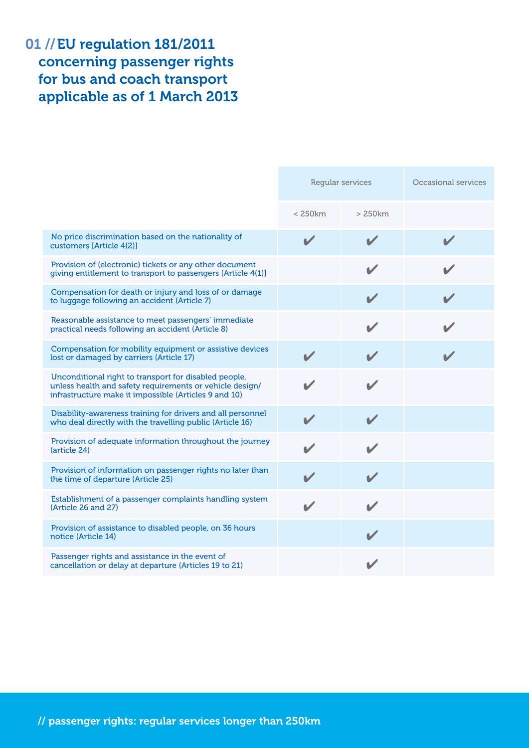# 01 // EU regulation 181/2011 concerning passenger rights for bus and coach transport applicable as of 1 March 2013

| | Regular services | | Occasional services |
|---|---|---|---|
| | < 250km | > 250km | |
| No price discrimination based on the nationality of customers [Article 4(2)] | ✔ | ✔ | ✔ |
| Provision of (electronic) tickets or any other document giving entitlement to transport to passengers [Article 4(1)] | | ✔ | ✔ |
| Compensation for death or injury and loss of or damage to luggage following an accident (Article 7) | | ✔ | ✔ |
| Reasonable assistance to meet passengers' immediate practical needs following an accident (Article 8) | | ✔ | ✔ |
| Compensation for mobility equipment or assistive devices lost or damaged by carriers (Article 17) | ✔ | ✔ | ✔ |
| Unconditional right to transport for disabled people, unless health and safety requirements or vehicle design/ infrastructure make it impossible (Articles 9 and 10) | ✔ | ✔ | |
| Disability-awareness training for drivers and all personnel who deal directly with the travelling public (Article 16) | ✔ | ✔ | |
| Provision of adequate information throughout the journey (article 24) | ✔ | ✔ | |
| Provision of information on passenger rights no later than the time of departure (Article 25) | ✔ | ✔ | |
| Establishment of a passenger complaints handling system (Article 26 and 27) | ✔ | ✔ | |
| Provision of assistance to disabled people, on 36 hours notice (Article 14) | | ✔ | |
| Passenger rights and assistance in the event of cancellation or delay at departure (Articles 19 to 21) | | ✔ | |

// passenger rights: regular services longer than 250km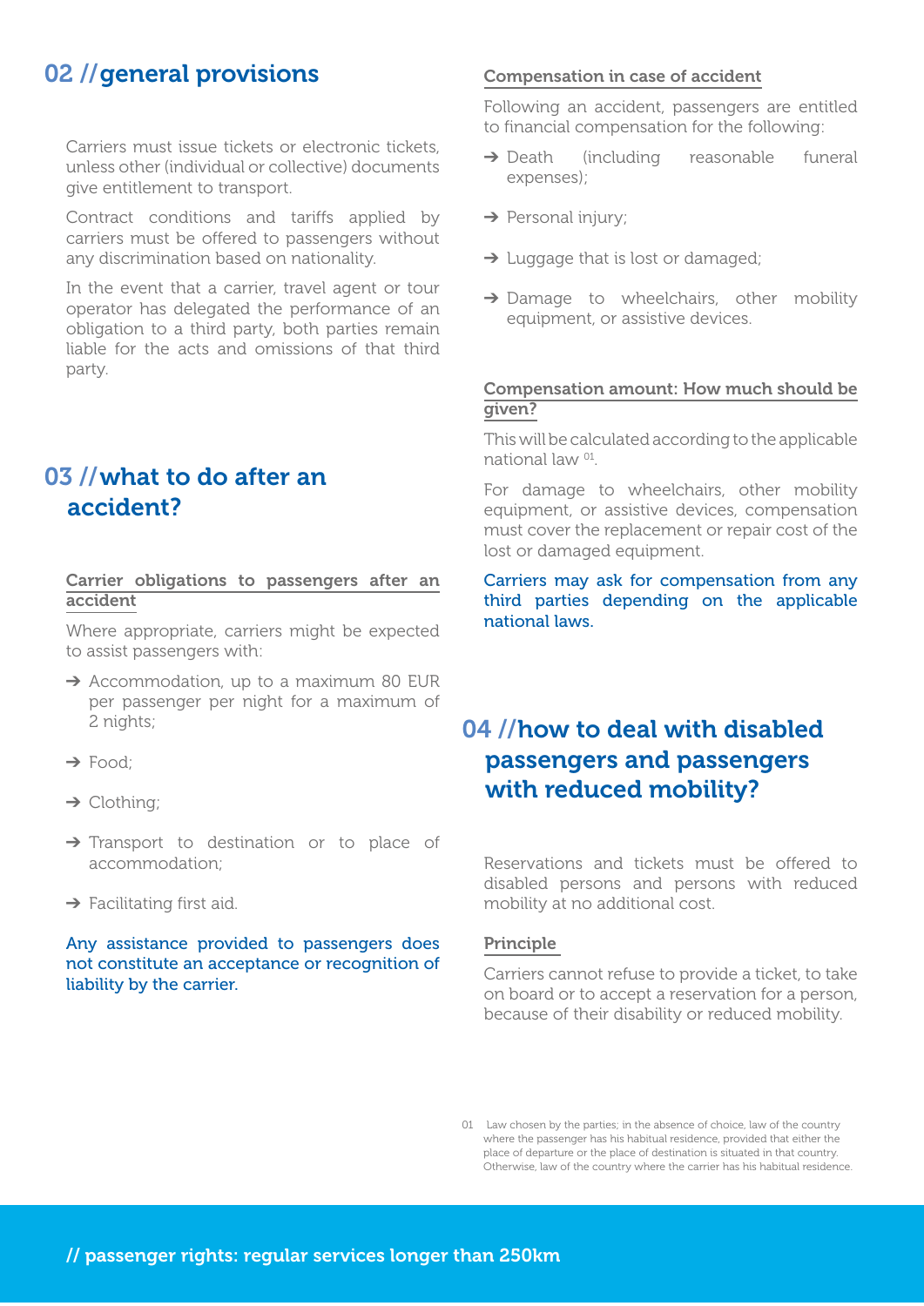## 02 //general provisions

Carriers must issue tickets or electronic tickets, unless other (individual or collective) documents give entitlement to transport.

Contract conditions and tariffs applied by carriers must be offered to passengers without any discrimination based on nationality.

In the event that a carrier, travel agent or tour operator has delegated the performance of an obligation to a third party, both parties remain liable for the acts and omissions of that third party.

## 03 //what to do after an accident?

### Carrier obligations to passengers after an accident

Where appropriate, carriers might be expected to assist passengers with:

- Accommodation, up to a maximum 80 EUR per passenger per night for a maximum of 2 nights;
- Food;
- Clothing;
- Transport to destination or to place of accommodation;
- Facilitating first aid.

Any assistance provided to passengers does not constitute an acceptance or recognition of liability by the carrier.

### Compensation in case of accident

Following an accident, passengers are entitled to financial compensation for the following:

- Death (including reasonable funeral expenses);
- Personal injury;
- Luggage that is lost or damaged;
- Damage to wheelchairs, other mobility equipment, or assistive devices.

### Compensation amount: How much should be given?

This will be calculated according to the applicable national law [01].

For damage to wheelchairs, other mobility equipment, or assistive devices, compensation must cover the replacement or repair cost of the lost or damaged equipment.

Carriers may ask for compensation from any third parties depending on the applicable national laws.

## 04 //how to deal with disabled passengers and passengers with reduced mobility?

Reservations and tickets must be offered to disabled persons and persons with reduced mobility at no additional cost.

### Principle

Carriers cannot refuse to provide a ticket, to take on board or to accept a reservation for a person, because of their disability or reduced mobility.

01 Law chosen by the parties; in the absence of choice, law of the country where the passenger has his habitual residence, provided that either the place of departure or the place of destination is situated in that country. Otherwise, law of the country where the carrier has his habitual residence.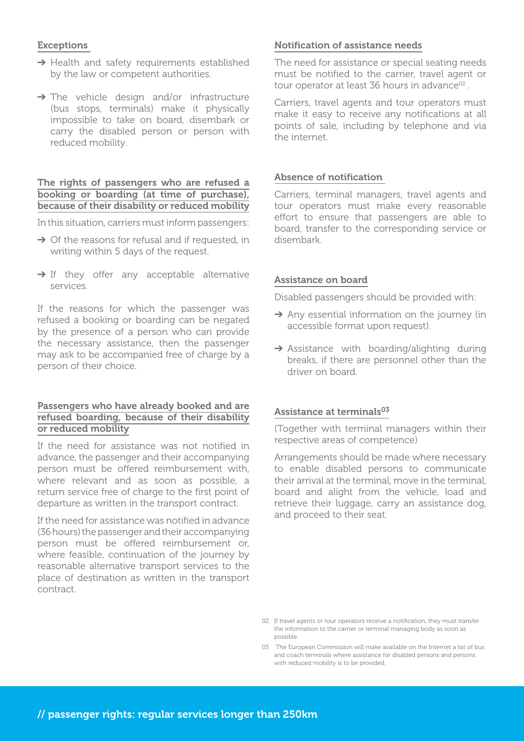### Exceptions

- Health and safety requirements established by the law or competent authorities.
- The vehicle design and/or infrastructure (bus stops, terminals) make it physically impossible to take on board, disembark or carry the disabled person or person with reduced mobility.

### The rights of passengers who are refused a booking or boarding (at time of purchase), because of their disability or reduced mobility

In this situation, carriers must inform passengers:

- Of the reasons for refusal and if requested, in writing within 5 days of the request.
- If they offer any acceptable alternative services.

If the reasons for which the passenger was refused a booking or boarding can be negated by the presence of a person who can provide the necessary assistance, then the passenger may ask to be accompanied free of charge by a person of their choice.

### Passengers who have already booked and are refused boarding, because of their disability or reduced mobility

If the need for assistance was not notified in advance, the passenger and their accompanying person must be offered reimbursement with, where relevant and as soon as possible, a return service free of charge to the first point of departure as written in the transport contract.

If the need for assistance was notified in advance (36 hours) the passenger and their accompanying person must be offered reimbursement or, where feasible, continuation of the journey by reasonable alternative transport services to the place of destination as written in the transport contract.

### Notification of assistance needs

The need for assistance or special seating needs must be notified to the carrier, travel agent or tour operator at least 36 hours in advance[02].

Carriers, travel agents and tour operators must make it easy to receive any notifications at all points of sale, including by telephone and via the internet.

### Absence of notification

Carriers, terminal managers, travel agents and tour operators must make every reasonable effort to ensure that passengers are able to board, transfer to the corresponding service or disembark.

### Assistance on board

Disabled passengers should be provided with:

- Any essential information on the journey (in accessible format upon request).
- Assistance with boarding/alighting during breaks, if there are personnel other than the driver on board.

### Assistance at terminals[03]

(Together with terminal managers within their respective areas of competence)

Arrangements should be made where necessary to enable disabled persons to communicate their arrival at the terminal, move in the terminal, board and alight from the vehicle, load and retrieve their luggage, carry an assistance dog, and proceed to their seat.

02 If travel agents or tour operators receive a notification, they must transfer the information to the carrier or terminal managing body as soon as possible.

03 The European Commission will make available on the Internet a list of bus and coach terminals where assistance for disabled persons and persons with reduced mobility is to be provided.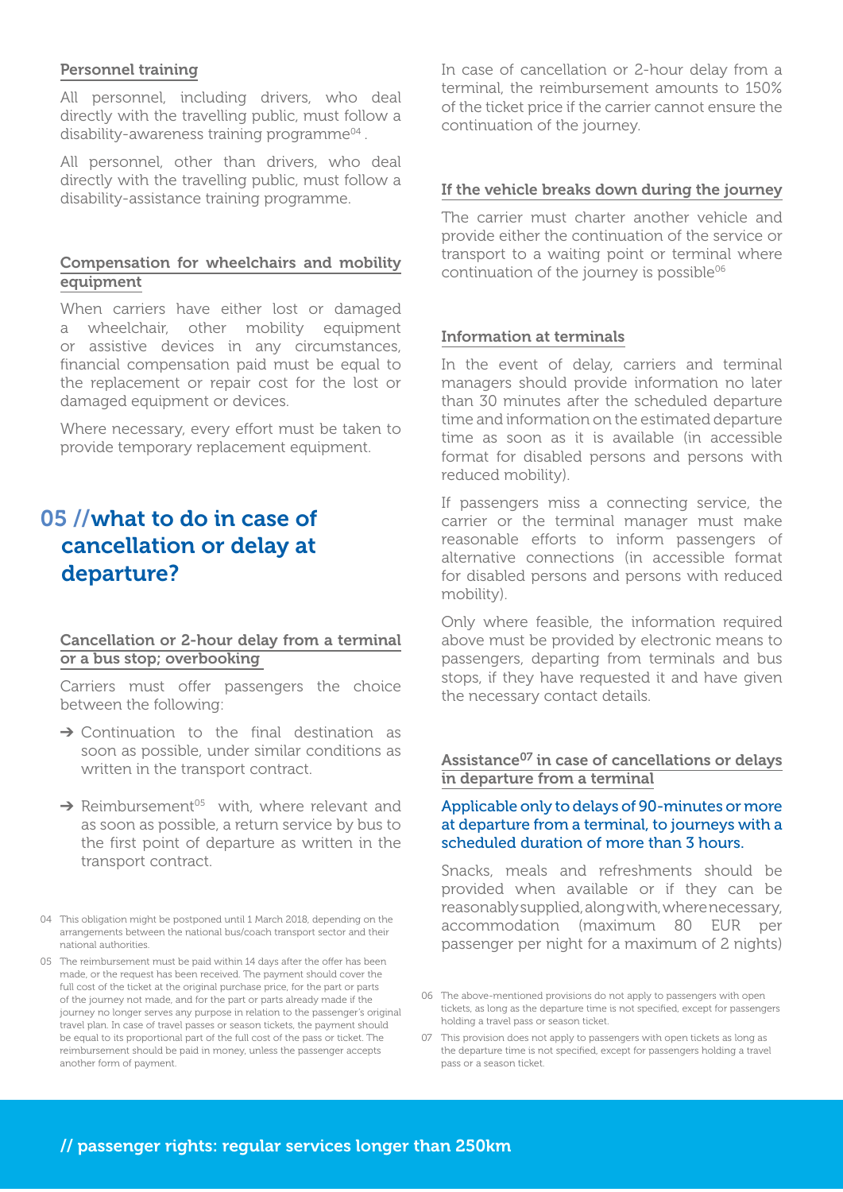### Personnel training

All personnel, including drivers, who deal directly with the travelling public, must follow a disability-awareness training programme[04].

All personnel, other than drivers, who deal directly with the travelling public, must follow a disability-assistance training programme.

### Compensation for wheelchairs and mobility equipment

When carriers have either lost or damaged a wheelchair, other mobility equipment or assistive devices in any circumstances, financial compensation paid must be equal to the replacement or repair cost for the lost or damaged equipment or devices.

Where necessary, every effort must be taken to provide temporary replacement equipment.

## 05 //what to do in case of cancellation or delay at departure?

### Cancellation or 2-hour delay from a terminal or a bus stop; overbooking

Carriers must offer passengers the choice between the following:

- ➔ Continuation to the final destination as soon as possible, under similar conditions as written in the transport contract.
- ➔ Reimbursement[05] with, where relevant and as soon as possible, a return service by bus to the first point of departure as written in the transport contract.

In case of cancellation or 2-hour delay from a terminal, the reimbursement amounts to 150% of the ticket price if the carrier cannot ensure the continuation of the journey.

### If the vehicle breaks down during the journey

The carrier must charter another vehicle and provide either the continuation of the service or transport to a waiting point or terminal where continuation of the journey is possible[06]

### Information at terminals

In the event of delay, carriers and terminal managers should provide information no later than 30 minutes after the scheduled departure time and information on the estimated departure time as soon as it is available (in accessible format for disabled persons and persons with reduced mobility).

If passengers miss a connecting service, the carrier or the terminal manager must make reasonable efforts to inform passengers of alternative connections (in accessible format for disabled persons and persons with reduced mobility).

Only where feasible, the information required above must be provided by electronic means to passengers, departing from terminals and bus stops, if they have requested it and have given the necessary contact details.

### Assistance[07] in case of cancellations or delays in departure from a terminal

Applicable only to delays of 90-minutes or more at departure from a terminal, to journeys with a scheduled duration of more than 3 hours.

Snacks, meals and refreshments should be provided when available or if they can be reasonably supplied, along with, where necessary, accommodation (maximum 80 EUR per passenger per night for a maximum of 2 nights)

---

04 This obligation might be postponed until 1 March 2018, depending on the arrangements between the national bus/coach transport sector and their national authorities.

05 The reimbursement must be paid within 14 days after the offer has been made, or the request has been received. The payment should cover the full cost of the ticket at the original purchase price, for the part or parts of the journey not made, and for the part or parts already made if the journey no longer serves any purpose in relation to the passenger's original travel plan. In case of travel passes or season tickets, the payment should be equal to its proportional part of the full cost of the pass or ticket. The reimbursement should be paid in money, unless the passenger accepts another form of payment.

06 The above-mentioned provisions do not apply to passengers with open tickets, as long as the departure time is not specified, except for passengers holding a travel pass or season ticket.

07 This provision does not apply to passengers with open tickets as long as the departure time is not specified, except for passengers holding a travel pass or a season ticket.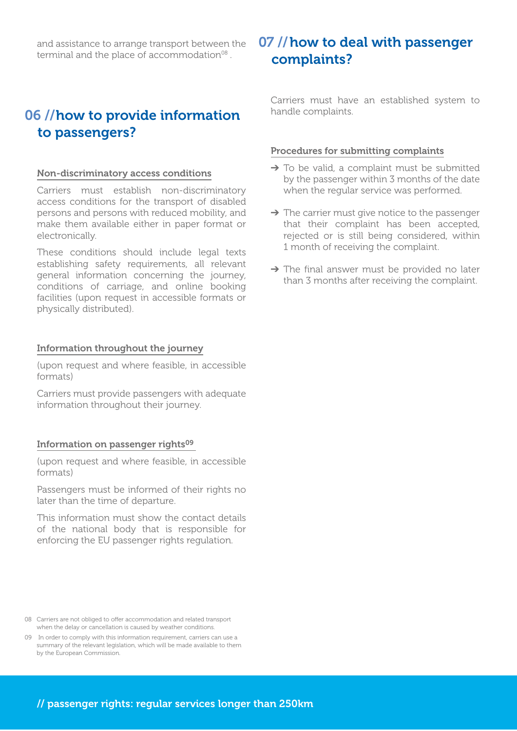and assistance to arrange transport between the terminal and the place of accommodation[08].

## 06 // how to provide information to passengers?

### Non-discriminatory access conditions

Carriers must establish non-discriminatory access conditions for the transport of disabled persons and persons with reduced mobility, and make them available either in paper format or electronically.

These conditions should include legal texts establishing safety requirements, all relevant general information concerning the journey, conditions of carriage, and online booking facilities (upon request in accessible formats or physically distributed).

### Information throughout the journey

(upon request and where feasible, in accessible formats)

Carriers must provide passengers with adequate information throughout their journey.

### Information on passenger rights[09]

(upon request and where feasible, in accessible formats)

Passengers must be informed of their rights no later than the time of departure.

This information must show the contact details of the national body that is responsible for enforcing the EU passenger rights regulation.

## 07 // how to deal with passenger complaints?

Carriers must have an established system to handle complaints.

### Procedures for submitting complaints

- ➔ To be valid, a complaint must be submitted by the passenger within 3 months of the date when the regular service was performed.
- ➔ The carrier must give notice to the passenger that their complaint has been accepted, rejected or is still being considered, within 1 month of receiving the complaint.
- ➔ The final answer must be provided no later than 3 months after receiving the complaint.

---

08 Carriers are not obliged to offer accommodation and related transport when the delay or cancellation is caused by weather conditions.

09 In order to comply with this information requirement, carriers can use a summary of the relevant legislation, which will be made available to them by the European Commission.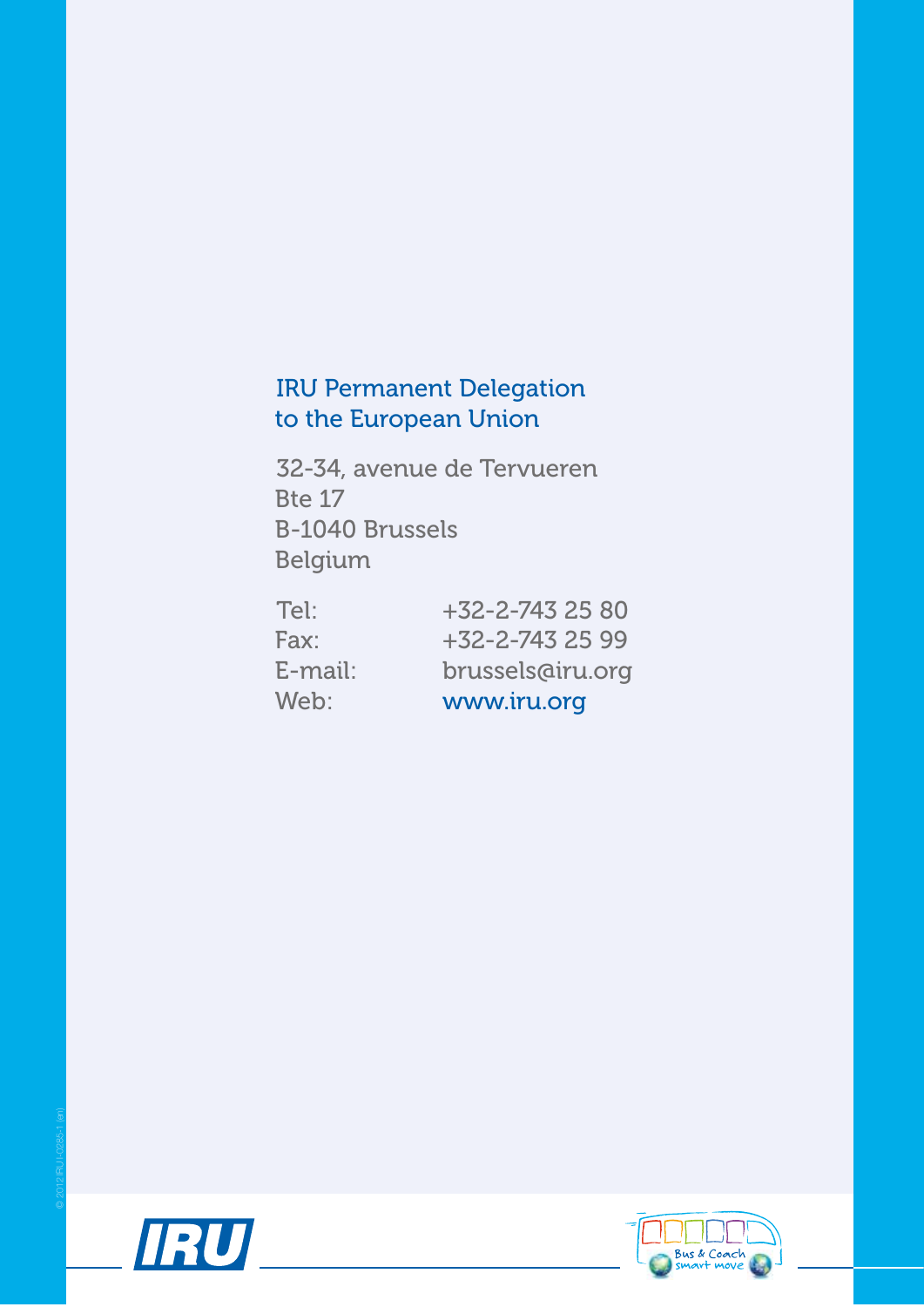IRU Permanent Delegation
to the European Union

32-34, avenue de Tervueren
Bte 17
B-1040 Brussels
Belgium

| | |
|---|---|
| Tel: | +32-2-743 25 80 |
| Fax: | +32-2-743 25 99 |
| E-mail: | brussels@iru.org |
| Web: | www.iru.org |

© 2012 IRU-0285-1 (en)

IRU

Bus & Coach smart move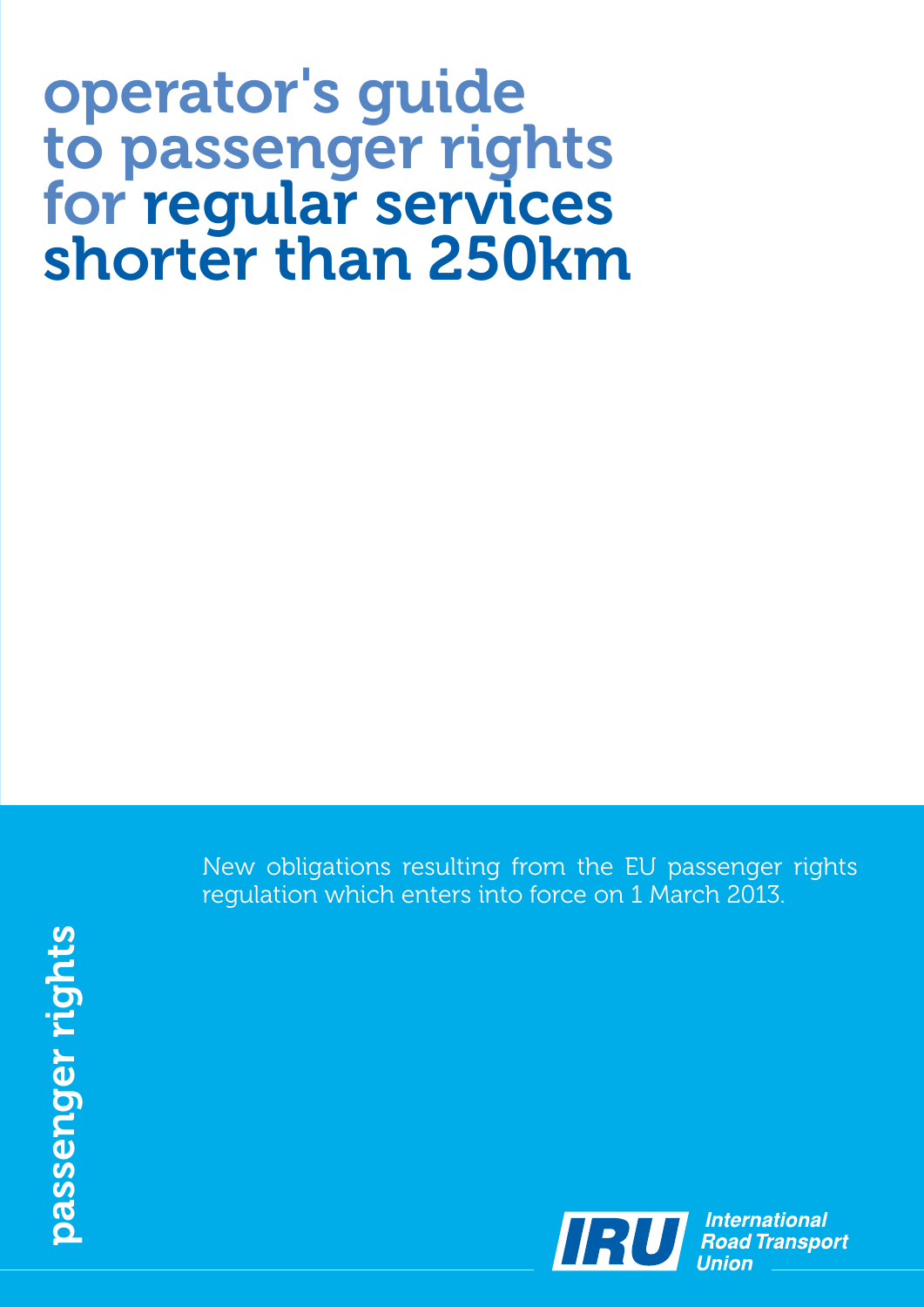# operator's guide to passenger rights for regular services shorter than 250km

New obligations resulting from the EU passenger rights regulation which enters into force on 1 March 2013.

passenger rights

International Road Transport Union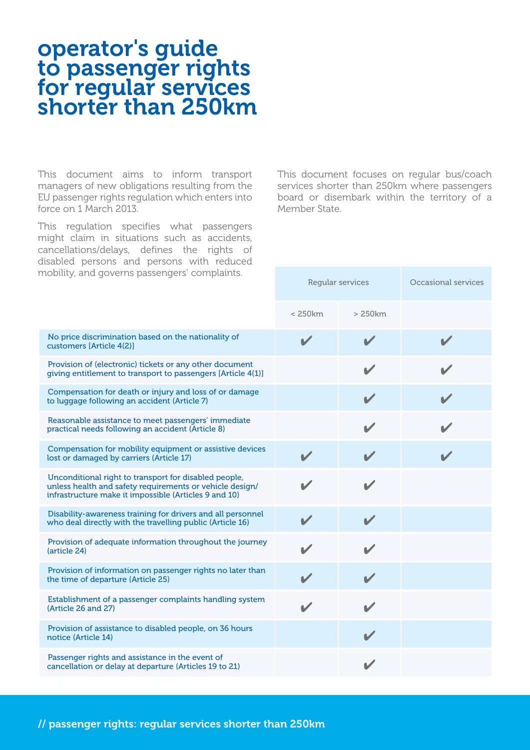# operator's guide to passenger rights for regular services shorter than 250km

This document aims to inform transport managers of new obligations resulting from the EU passenger rights regulation which enters into force on 1 March 2013.

This regulation specifies what passengers might claim in situations such as accidents, cancellations/delays, defines the rights of disabled persons and persons with reduced mobility, and governs passengers' complaints.

This document focuses on regular bus/coach services shorter than 250km where passengers board or disembark within the territory of a Member State.

| | Regular services | | Occasional services |
|---|---|---|---|
| | < 250km | > 250km | |
| No price discrimination based on the nationality of customers [Article 4(2)] | ✔ | ✔ | ✔ |
| Provision of (electronic) tickets or any other document giving entitlement to transport to passengers [Article 4(1)] | | ✔ | ✔ |
| Compensation for death or injury and loss of or damage to luggage following an accident (Article 7) | | ✔ | ✔ |
| Reasonable assistance to meet passengers' immediate practical needs following an accident (Article 8) | | ✔ | ✔ |
| Compensation for mobility equipment or assistive devices lost or damaged by carriers (Article 17) | ✔ | ✔ | ✔ |
| Unconditional right to transport for disabled people, unless health and safety requirements or vehicle design/ infrastructure make it impossible (Articles 9 and 10) | ✔ | ✔ | |
| Disability-awareness training for drivers and all personnel who deal directly with the travelling public (Article 16) | ✔ | ✔ | |
| Provision of adequate information throughout the journey (article 24) | ✔ | ✔ | |
| Provision of information on passenger rights no later than the time of departure (Article 25) | ✔ | ✔ | |
| Establishment of a passenger complaints handling system (Article 26 and 27) | ✔ | ✔ | |
| Provision of assistance to disabled people, on 36 hours notice (Article 14) | | ✔ | |
| Passenger rights and assistance in the event of cancellation or delay at departure (Articles 19 to 21) | | ✔ | |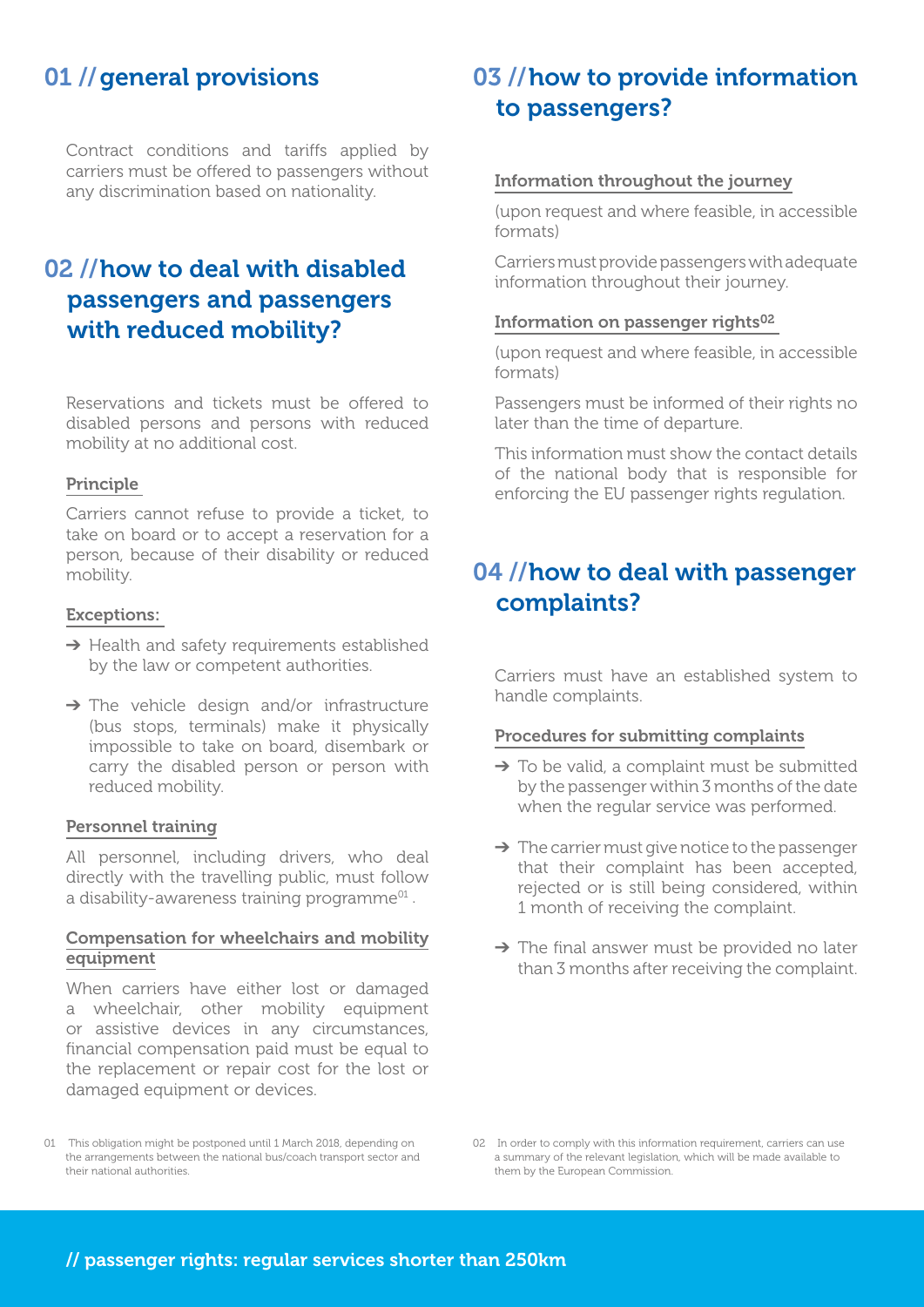## 01 // general provisions

Contract conditions and tariffs applied by carriers must be offered to passengers without any discrimination based on nationality.

## 02 // how to deal with disabled passengers and passengers with reduced mobility?

Reservations and tickets must be offered to disabled persons and persons with reduced mobility at no additional cost.

### Principle

Carriers cannot refuse to provide a ticket, to take on board or to accept a reservation for a person, because of their disability or reduced mobility.

### Exceptions:

- ➔ Health and safety requirements established by the law or competent authorities.
- ➔ The vehicle design and/or infrastructure (bus stops, terminals) make it physically impossible to take on board, disembark or carry the disabled person or person with reduced mobility.

### Personnel training

All personnel, including drivers, who deal directly with the travelling public, must follow a disability-awareness training programme[01].

### Compensation for wheelchairs and mobility equipment

When carriers have either lost or damaged a wheelchair, other mobility equipment or assistive devices in any circumstances, financial compensation paid must be equal to the replacement or repair cost for the lost or damaged equipment or devices.

01 This obligation might be postponed until 1 March 2018, depending on the arrangements between the national bus/coach transport sector and their national authorities.

## 03 // how to provide information to passengers?

### Information throughout the journey

(upon request and where feasible, in accessible formats)

Carriers must provide passengers with adequate information throughout their journey.

### Information on passenger rights[02]

(upon request and where feasible, in accessible formats)

Passengers must be informed of their rights no later than the time of departure.

This information must show the contact details of the national body that is responsible for enforcing the EU passenger rights regulation.

## 04 // how to deal with passenger complaints?

Carriers must have an established system to handle complaints.

### Procedures for submitting complaints

- ➔ To be valid, a complaint must be submitted by the passenger within 3 months of the date when the regular service was performed.
- ➔ The carrier must give notice to the passenger that their complaint has been accepted, rejected or is still being considered, within 1 month of receiving the complaint.
- ➔ The final answer must be provided no later than 3 months after receiving the complaint.

02 In order to comply with this information requirement, carriers can use a summary of the relevant legislation, which will be made available to them by the European Commission.

// passenger rights: regular services shorter than 250km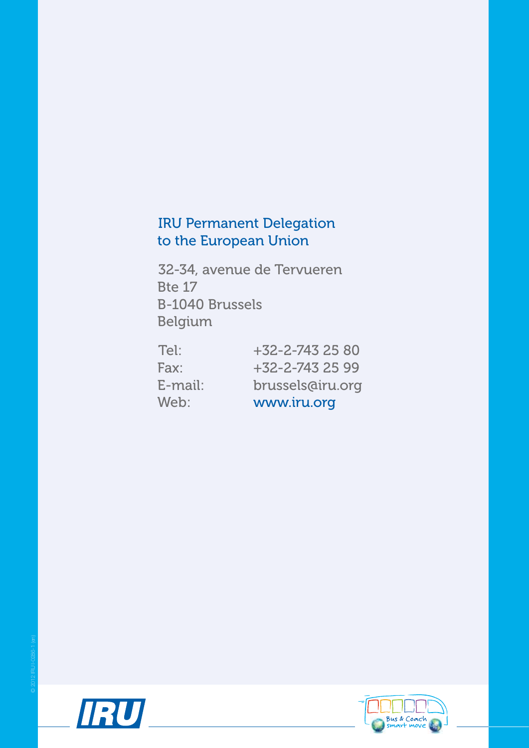IRU Permanent Delegation
to the European Union

32-34, avenue de Tervueren
Bte 17
B-1040 Brussels
Belgium

| | |
|---|---|
| Tel: | +32-2-743 25 80 |
| Fax: | +32-2-743 25 99 |
| E-mail: | brussels@iru.org |
| Web: | www.iru.org |

© 2012 IRU I-0286-1 (en)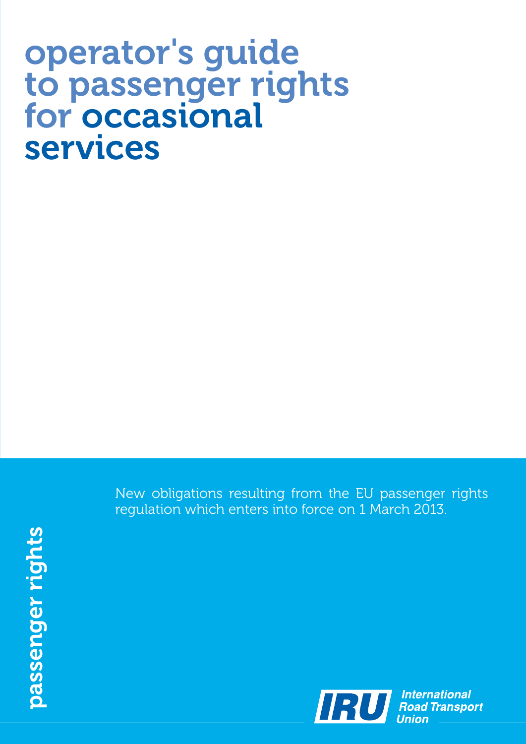# operator's guide to passenger rights for occasional services

New obligations resulting from the EU passenger rights regulation which enters into force on 1 March 2013.

passenger rights

International Road Transport Union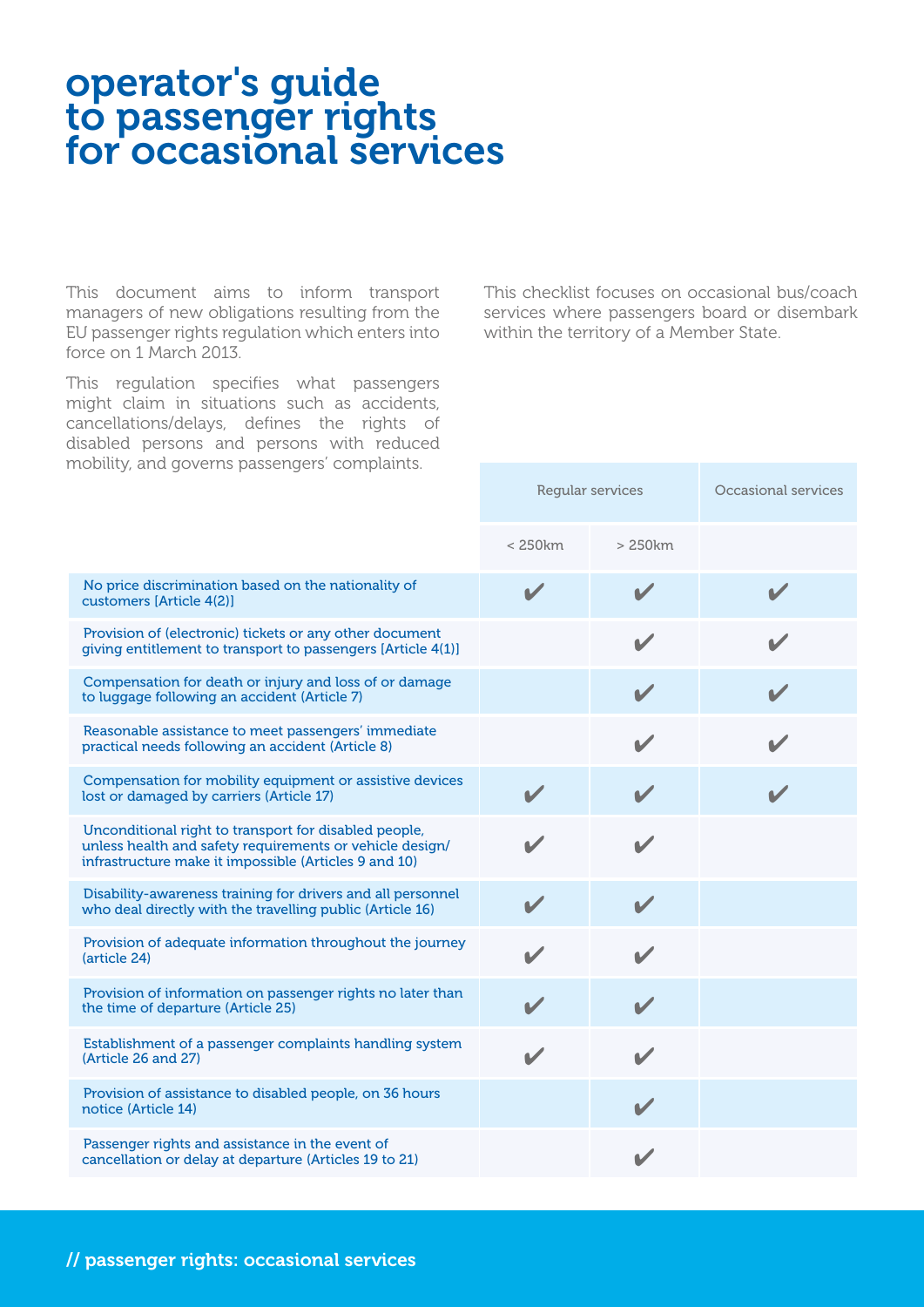# operator's guide to passenger rights for occasional services

This document aims to inform transport managers of new obligations resulting from the EU passenger rights regulation which enters into force on 1 March 2013.

This regulation specifies what passengers might claim in situations such as accidents, cancellations/delays, defines the rights of disabled persons and persons with reduced mobility, and governs passengers' complaints.

This checklist focuses on occasional bus/coach services where passengers board or disembark within the territory of a Member State.

| | Regular services | | Occasional services |
|---|---|---|---|
| | < 250km | > 250km | |
| No price discrimination based on the nationality of customers [Article 4(2)] | ✔ | ✔ | ✔ |
| Provision of (electronic) tickets or any other document giving entitlement to transport to passengers [Article 4(1)] | | ✔ | ✔ |
| Compensation for death or injury and loss of or damage to luggage following an accident (Article 7) | | ✔ | ✔ |
| Reasonable assistance to meet passengers' immediate practical needs following an accident (Article 8) | | ✔ | ✔ |
| Compensation for mobility equipment or assistive devices lost or damaged by carriers (Article 17) | ✔ | ✔ | ✔ |
| Unconditional right to transport for disabled people, unless health and safety requirements or vehicle design/ infrastructure make it impossible (Articles 9 and 10) | ✔ | ✔ | |
| Disability-awareness training for drivers and all personnel who deal directly with the travelling public (Article 16) | ✔ | ✔ | |
| Provision of adequate information throughout the journey (article 24) | ✔ | ✔ | |
| Provision of information on passenger rights no later than the time of departure (Article 25) | ✔ | ✔ | |
| Establishment of a passenger complaints handling system (Article 26 and 27) | ✔ | ✔ | |
| Provision of assistance to disabled people, on 36 hours notice (Article 14) | | ✔ | |
| Passenger rights and assistance in the event of cancellation or delay at departure (Articles 19 to 21) | | ✔ | |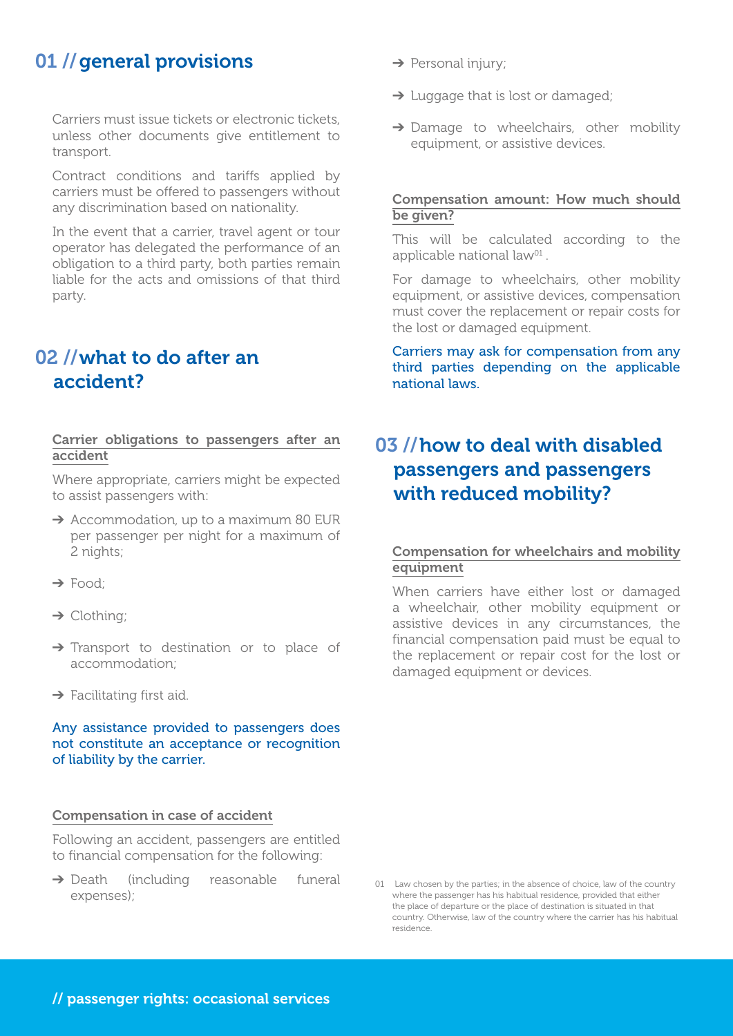## 01 // general provisions

Carriers must issue tickets or electronic tickets, unless other documents give entitlement to transport.

Contract conditions and tariffs applied by carriers must be offered to passengers without any discrimination based on nationality.

In the event that a carrier, travel agent or tour operator has delegated the performance of an obligation to a third party, both parties remain liable for the acts and omissions of that third party.

## 02 // what to do after an accident?

### Carrier obligations to passengers after an accident

Where appropriate, carriers might be expected to assist passengers with:

- Accommodation, up to a maximum 80 EUR per passenger per night for a maximum of 2 nights;
- Food;
- Clothing;
- Transport to destination or to place of accommodation;
- Facilitating first aid.

Any assistance provided to passengers does not constitute an acceptance or recognition of liability by the carrier.

### Compensation in case of accident

Following an accident, passengers are entitled to financial compensation for the following:

- Death (including reasonable funeral expenses);
- Personal injury;
- Luggage that is lost or damaged;
- Damage to wheelchairs, other mobility equipment, or assistive devices.

### Compensation amount: How much should be given?

This will be calculated according to the applicable national law[01].

For damage to wheelchairs, other mobility equipment, or assistive devices, compensation must cover the replacement or repair costs for the lost or damaged equipment.

Carriers may ask for compensation from any third parties depending on the applicable national laws.

## 03 // how to deal with disabled passengers and passengers with reduced mobility?

### Compensation for wheelchairs and mobility equipment

When carriers have either lost or damaged a wheelchair, other mobility equipment or assistive devices in any circumstances, the financial compensation paid must be equal to the replacement or repair cost for the lost or damaged equipment or devices.

01 Law chosen by the parties; in the absence of choice, law of the country where the passenger has his habitual residence, provided that either the place of departure or the place of destination is situated in that country. Otherwise, law of the country where the carrier has his habitual residence.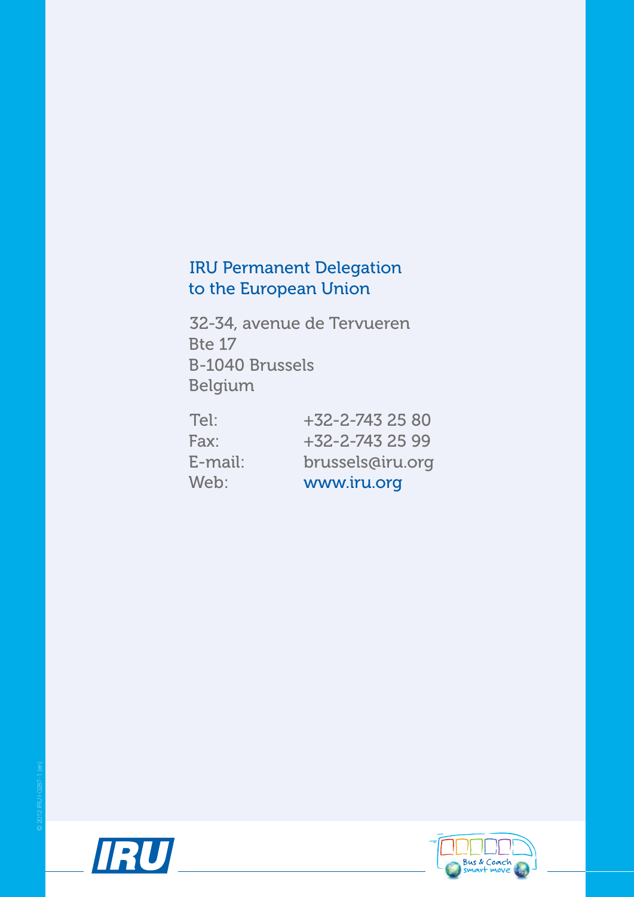IRU Permanent Delegation
to the European Union

32-34, avenue de Tervueren
Bte 17
B-1040 Brussels
Belgium

| | |
|---|---|
| Tel: | +32-2-743 25 80 |
| Fax: | +32-2-743 25 99 |
| E-mail: | brussels@iru.org |
| Web: | www.iru.org |

© 2012 IRU I-0287-1 (en)